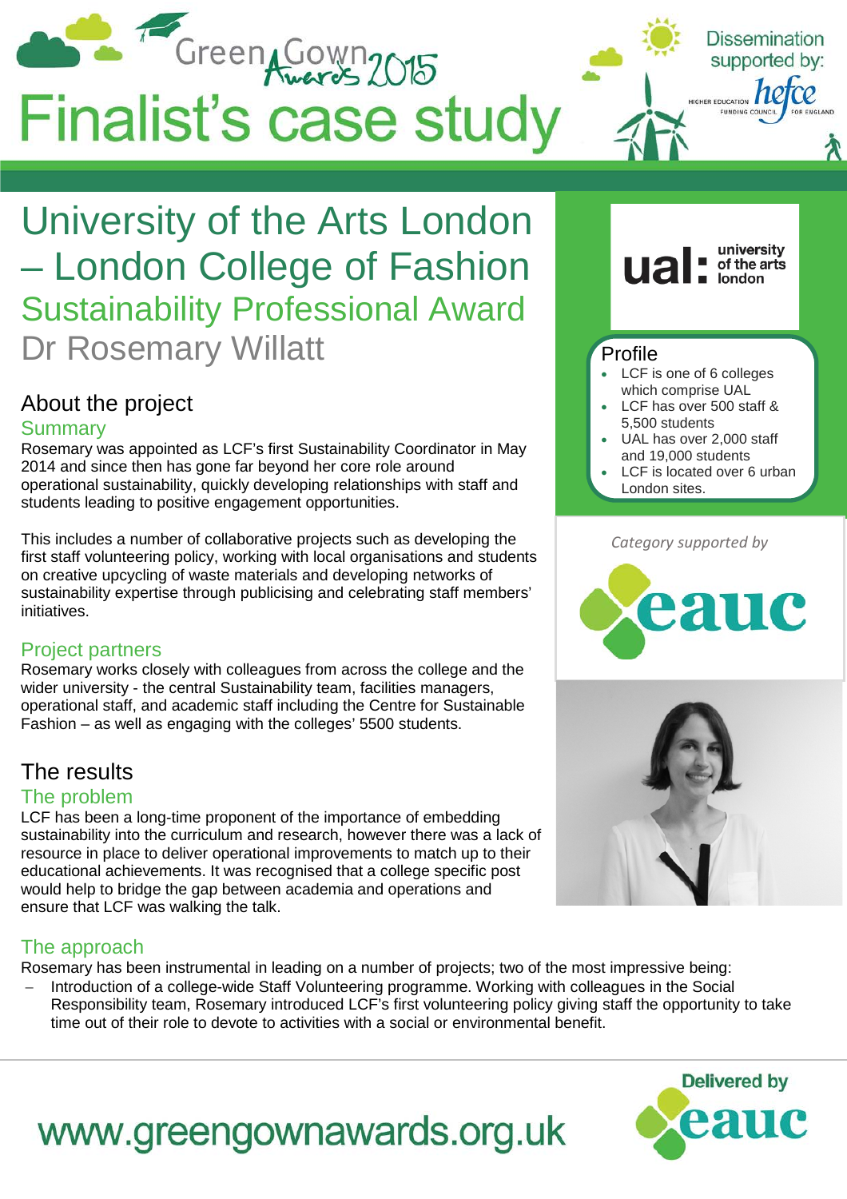Green Gown Awards 2015

# Finalist's case study

Dissemination supported by: hefce

# University of the Arts London – London College of Fashion

## Sustainability Professional Award

## Dr Rosemary Willatt

## About the project

### Summary

Rosemary was appointed as LCF's first Sustainability Coordinator in May 2014 and since then has gone far beyond her core role around operational sustainability, quickly developing relationships with staff and students leading to positive engagement opportunities.

This includes a number of collaborative projects such as developing the first staff volunteering policy, working with local organisations and students on creative upcycling of waste materials and developing networks of sustainability expertise through publicising and celebrating staff members' initiatives.

### Project partners

Rosemary works closely with colleagues from across the college and the wider university - the central Sustainability team, facilities managers, operational staff, and academic staff including the Centre for Sustainable Fashion – as well as engaging with the colleges' 5500 students.

### Profile

- LCF is one of 6 colleges which comprise UAL
- LCF has over 500 staff & 5,500 students
- UAL has over 2,000 staff and 19,000 students
- LCF is located over 6 urban London sites.

*Category supported by* eauc

## The results

### The problem

LCF has been a long-time proponent of the importance of embedding sustainability into the curriculum and research, however there was a lack of resource in place to deliver operational improvements to match up to their educational achievements. It was recognised that a college specific post would help to bridge the gap between academia and operations and ensure that LCF was walking the talk.

### The approach

Rosemary has been instrumental in leading on a number of projects; two of the most impressive being:

- Introduction of a college-wide Staff Volunteering programme. Working with colleagues in the Social Responsibility team, Rosemary introduced LCF's first volunteering policy giving staff the opportunity to take time out of their role to devote to activities with a social or environmental benefit.

www.greengownawards.org.uk

Delivered by eauc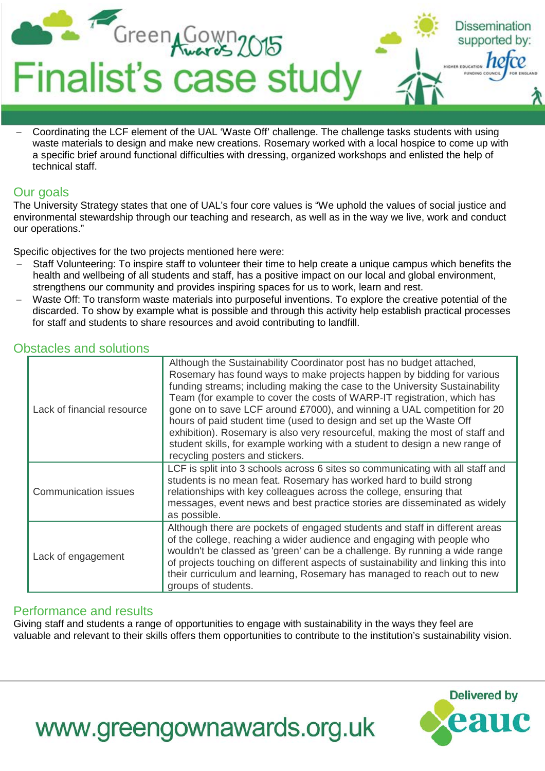- Coordinating the LCF element of the UAL 'Waste Off' challenge. The challenge tasks students with using waste materials to design and make new creations. Rosemary worked with a local hospice to come up with a specific brief around functional difficulties with dressing, organized workshops and enlisted the help of technical staff.

## Our goals

The University Strategy states that one of UAL's four core values is "We uphold the values of social justice and environmental stewardship through our teaching and research, as well as in the way we live, work and conduct our operations."

Specific objectives for the two projects mentioned here were:

- Staff Volunteering: To inspire staff to volunteer their time to help create a unique campus which benefits the health and wellbeing of all students and staff, has a positive impact on our local and global environment, strengthens our community and provides inspiring spaces for us to work, learn and rest.
- Waste Off: To transform waste materials into purposeful inventions. To explore the creative potential of the discarded. To show by example what is possible and through this activity help establish practical processes for staff and students to share resources and avoid contributing to landfill.

## Obstacles and solutions

| | |
|---|---|
| Lack of financial resource | Although the Sustainability Coordinator post has no budget attached, Rosemary has found ways to make projects happen by bidding for various funding streams; including making the case to the University Sustainability Team (for example to cover the costs of WARP-IT registration, which has gone on to save LCF around £7000), and winning a UAL competition for 20 hours of paid student time (used to design and set up the Waste Off exhibition). Rosemary is also very resourceful, making the most of staff and student skills, for example working with a student to design a new range of recycling posters and stickers. |
| Communication issues | LCF is split into 3 schools across 6 sites so communicating with all staff and students is no mean feat. Rosemary has worked hard to build strong relationships with key colleagues across the college, ensuring that messages, event news and best practice stories are disseminated as widely as possible. |
| Lack of engagement | Although there are pockets of engaged students and staff in different areas of the college, reaching a wider audience and engaging with people who wouldn't be classed as 'green' can be a challenge. By running a wide range of projects touching on different aspects of sustainability and linking this into their curriculum and learning, Rosemary has managed to reach out to new groups of students. |

## Performance and results

Giving staff and students a range of opportunities to engage with sustainability in the ways they feel are valuable and relevant to their skills offers them opportunities to contribute to the institution's sustainability vision.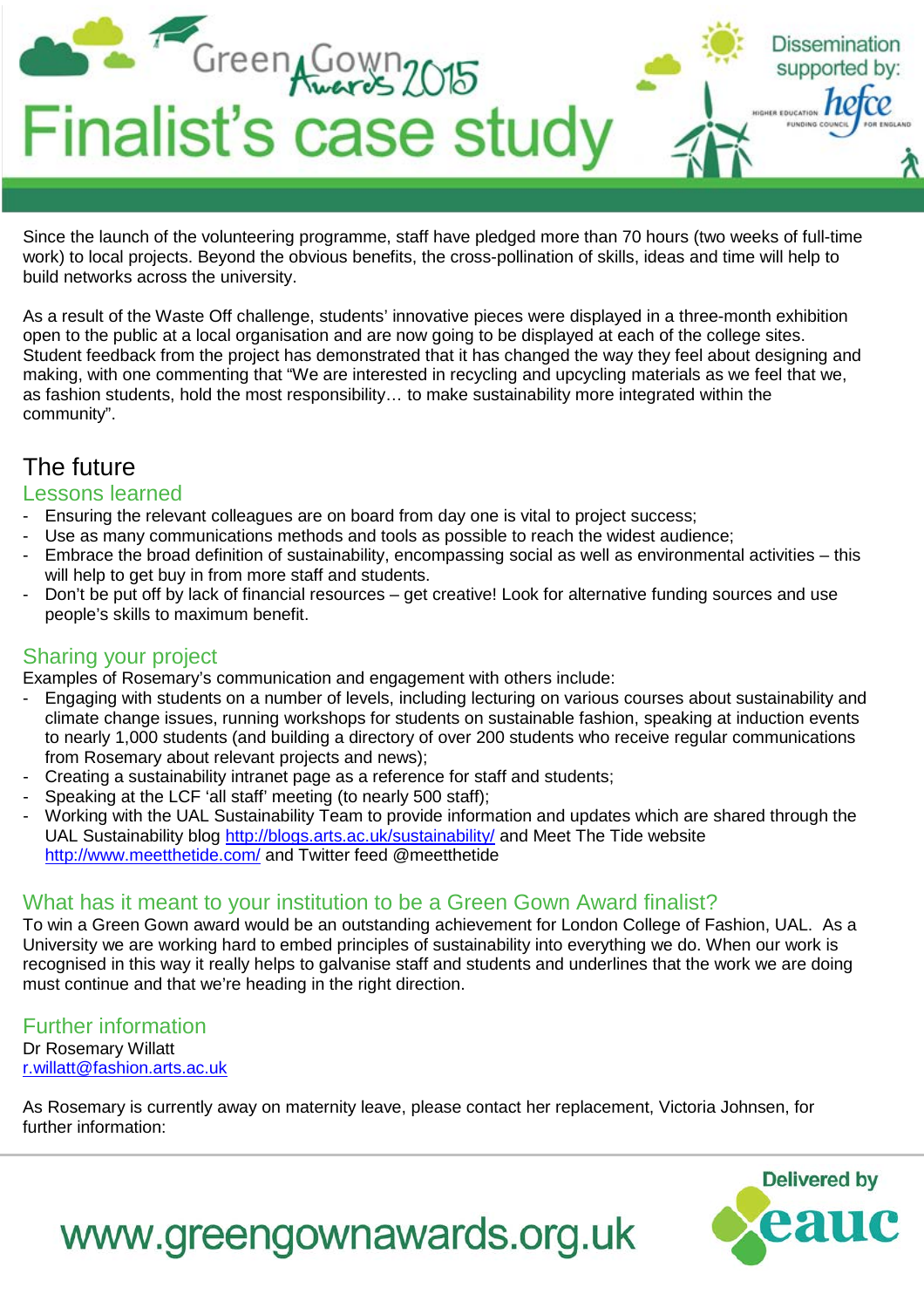Since the launch of the volunteering programme, staff have pledged more than 70 hours (two weeks of full-time work) to local projects. Beyond the obvious benefits, the cross-pollination of skills, ideas and time will help to build networks across the university.

As a result of the Waste Off challenge, students' innovative pieces were displayed in a three-month exhibition open to the public at a local organisation and are now going to be displayed at each of the college sites. Student feedback from the project has demonstrated that it has changed the way they feel about designing and making, with one commenting that "We are interested in recycling and upcycling materials as we feel that we, as fashion students, hold the most responsibility… to make sustainability more integrated within the community".

# The future

## Lessons learned

- Ensuring the relevant colleagues are on board from day one is vital to project success;
- Use as many communications methods and tools as possible to reach the widest audience;
- Embrace the broad definition of sustainability, encompassing social as well as environmental activities – this will help to get buy in from more staff and students.
- Don't be put off by lack of financial resources – get creative! Look for alternative funding sources and use people's skills to maximum benefit.

## Sharing your project

Examples of Rosemary's communication and engagement with others include:

- Engaging with students on a number of levels, including lecturing on various courses about sustainability and climate change issues, running workshops for students on sustainable fashion, speaking at induction events to nearly 1,000 students (and building a directory of over 200 students who receive regular communications from Rosemary about relevant projects and news);
- Creating a sustainability intranet page as a reference for staff and students;
- Speaking at the LCF 'all staff' meeting (to nearly 500 staff);
- Working with the UAL Sustainability Team to provide information and updates which are shared through the UAL Sustainability blog http://blogs.arts.ac.uk/sustainability/ and Meet The Tide website http://www.meetthetide.com/ and Twitter feed @meetthetide

## What has it meant to your institution to be a Green Gown Award finalist?

To win a Green Gown award would be an outstanding achievement for London College of Fashion, UAL. As a University we are working hard to embed principles of sustainability into everything we do. When our work is recognised in this way it really helps to galvanise staff and students and underlines that the work we are doing must continue and that we're heading in the right direction.

## Further information

Dr Rosemary Willatt
r.willatt@fashion.arts.ac.uk

As Rosemary is currently away on maternity leave, please contact her replacement, Victoria Johnsen, for further information: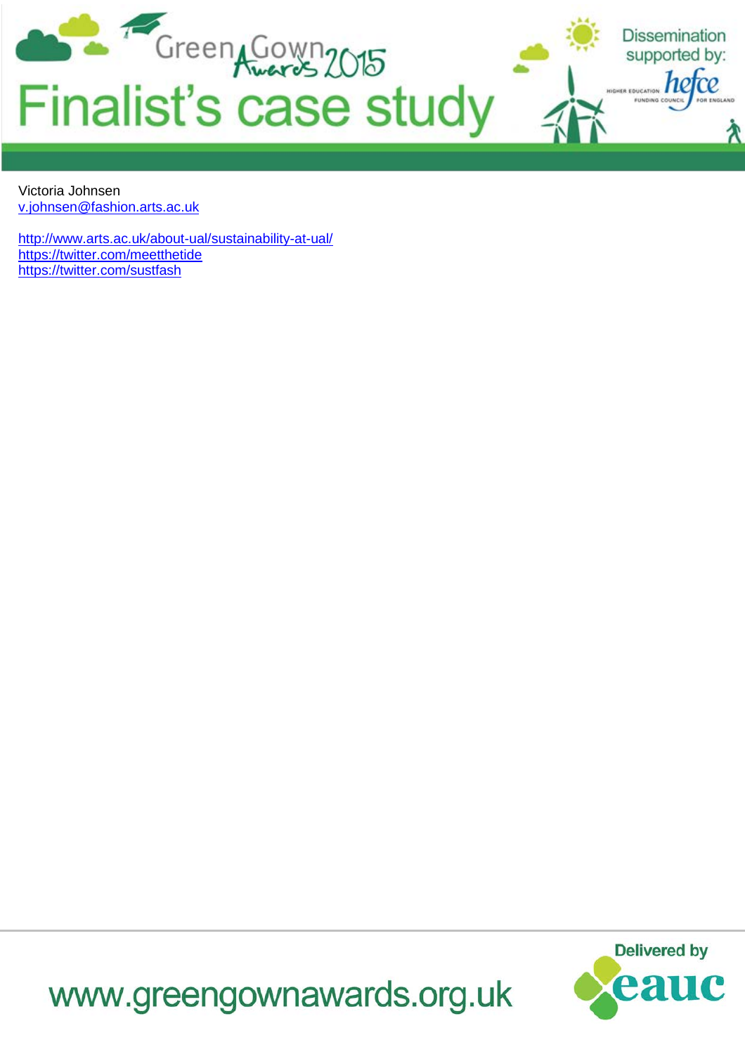Victoria Johnsen
v.johnsen@fashion.arts.ac.uk

http://www.arts.ac.uk/about-ual/sustainability-at-ual/
https://twitter.com/meetthetide
https://twitter.com/sustfash